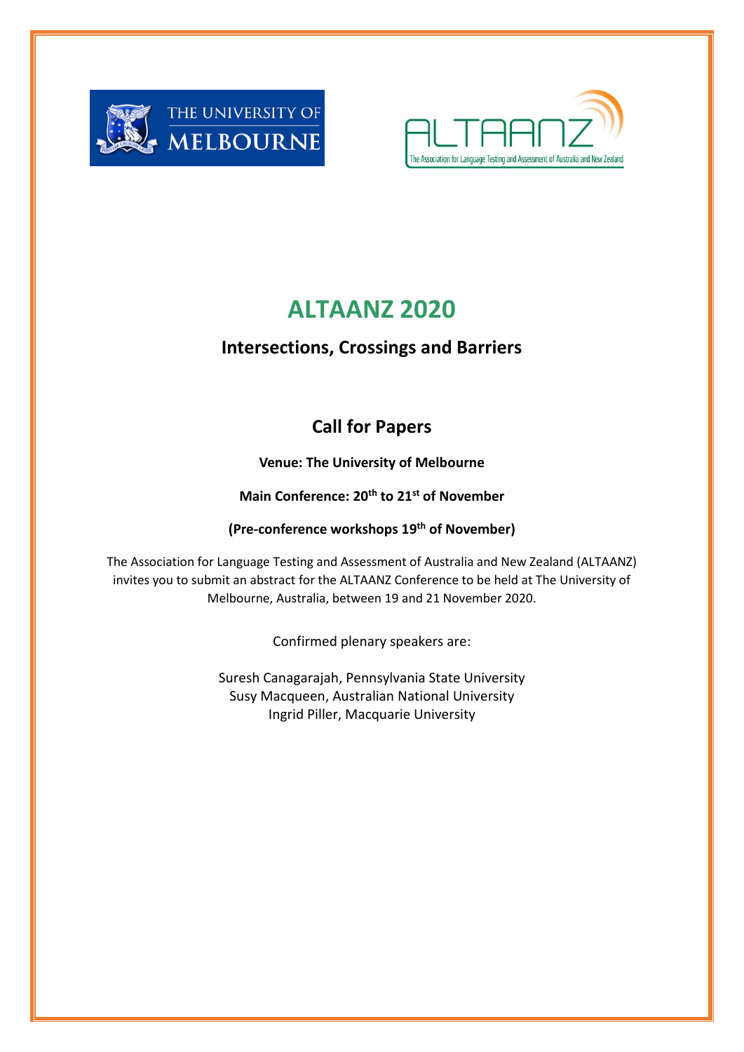# ALTAANZ 2020

## Intersections, Crossings and Barriers

## Call for Papers

**Venue: The University of Melbourne**

**Main Conference: 20th to 21st of November**

**(Pre-conference workshops 19th of November)**

The Association for Language Testing and Assessment of Australia and New Zealand (ALTAANZ) invites you to submit an abstract for the ALTAANZ Conference to be held at The University of Melbourne, Australia, between 19 and 21 November 2020.

Confirmed plenary speakers are:

Suresh Canagarajah, Pennsylvania State University
Susy Macqueen, Australian National University
Ingrid Piller, Macquarie University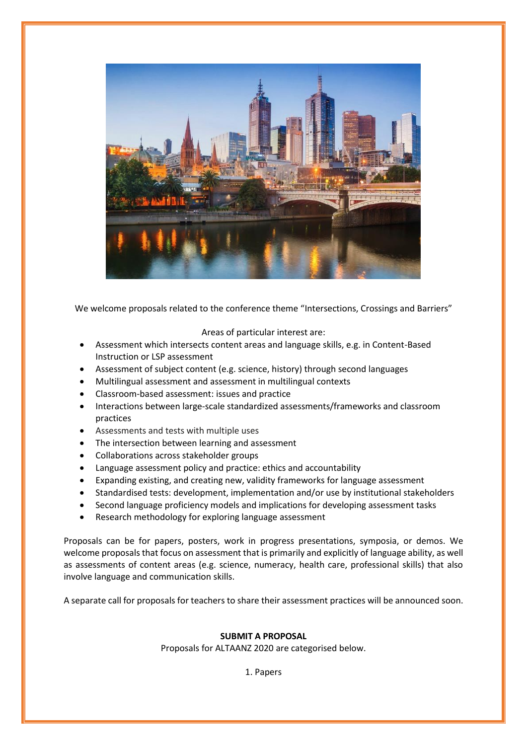We welcome proposals related to the conference theme "Intersections, Crossings and Barriers"

Areas of particular interest are:

- Assessment which intersects content areas and language skills, e.g. in Content-Based Instruction or LSP assessment
- Assessment of subject content (e.g. science, history) through second languages
- Multilingual assessment and assessment in multilingual contexts
- Classroom-based assessment: issues and practice
- Interactions between large-scale standardized assessments/frameworks and classroom practices
- Assessments and tests with multiple uses
- The intersection between learning and assessment
- Collaborations across stakeholder groups
- Language assessment policy and practice: ethics and accountability
- Expanding existing, and creating new, validity frameworks for language assessment
- Standardised tests: development, implementation and/or use by institutional stakeholders
- Second language proficiency models and implications for developing assessment tasks
- Research methodology for exploring language assessment

Proposals can be for papers, posters, work in progress presentations, symposia, or demos. We welcome proposals that focus on assessment that is primarily and explicitly of language ability, as well as assessments of content areas (e.g. science, numeracy, health care, professional skills) that also involve language and communication skills.

A separate call for proposals for teachers to share their assessment practices will be announced soon.

**SUBMIT A PROPOSAL**

Proposals for ALTAANZ 2020 are categorised below.

1. Papers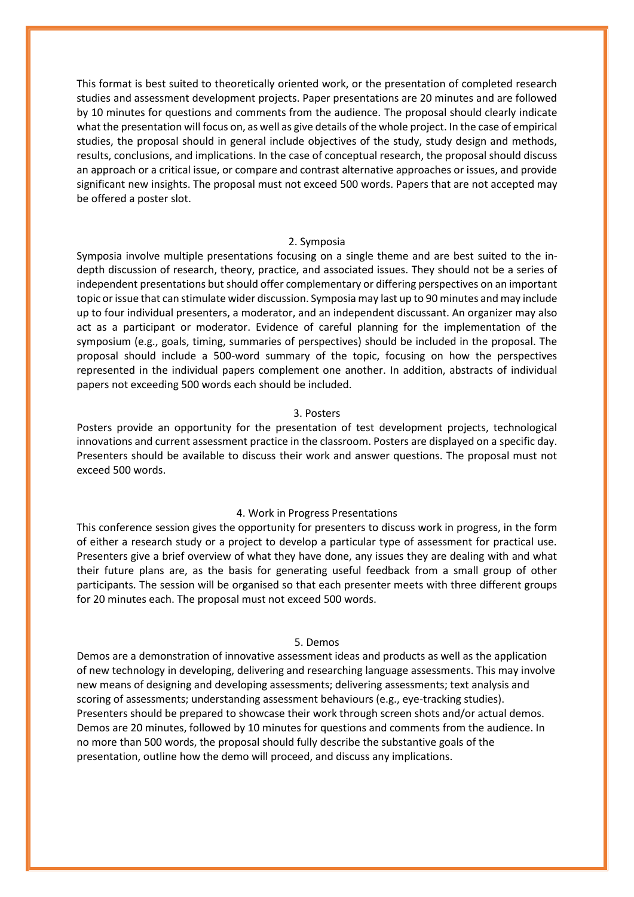This format is best suited to theoretically oriented work, or the presentation of completed research studies and assessment development projects. Paper presentations are 20 minutes and are followed by 10 minutes for questions and comments from the audience. The proposal should clearly indicate what the presentation will focus on, as well as give details of the whole project. In the case of empirical studies, the proposal should in general include objectives of the study, study design and methods, results, conclusions, and implications. In the case of conceptual research, the proposal should discuss an approach or a critical issue, or compare and contrast alternative approaches or issues, and provide significant new insights. The proposal must not exceed 500 words. Papers that are not accepted may be offered a poster slot.

## 2. Symposia

Symposia involve multiple presentations focusing on a single theme and are best suited to the in-depth discussion of research, theory, practice, and associated issues. They should not be a series of independent presentations but should offer complementary or differing perspectives on an important topic or issue that can stimulate wider discussion. Symposia may last up to 90 minutes and may include up to four individual presenters, a moderator, and an independent discussant. An organizer may also act as a participant or moderator. Evidence of careful planning for the implementation of the symposium (e.g., goals, timing, summaries of perspectives) should be included in the proposal. The proposal should include a 500-word summary of the topic, focusing on how the perspectives represented in the individual papers complement one another. In addition, abstracts of individual papers not exceeding 500 words each should be included.

## 3. Posters

Posters provide an opportunity for the presentation of test development projects, technological innovations and current assessment practice in the classroom. Posters are displayed on a specific day. Presenters should be available to discuss their work and answer questions. The proposal must not exceed 500 words.

## 4. Work in Progress Presentations

This conference session gives the opportunity for presenters to discuss work in progress, in the form of either a research study or a project to develop a particular type of assessment for practical use. Presenters give a brief overview of what they have done, any issues they are dealing with and what their future plans are, as the basis for generating useful feedback from a small group of other participants. The session will be organised so that each presenter meets with three different groups for 20 minutes each. The proposal must not exceed 500 words.

## 5. Demos

Demos are a demonstration of innovative assessment ideas and products as well as the application of new technology in developing, delivering and researching language assessments. This may involve new means of designing and developing assessments; delivering assessments; text analysis and scoring of assessments; understanding assessment behaviours (e.g., eye-tracking studies). Presenters should be prepared to showcase their work through screen shots and/or actual demos. Demos are 20 minutes, followed by 10 minutes for questions and comments from the audience. In no more than 500 words, the proposal should fully describe the substantive goals of the presentation, outline how the demo will proceed, and discuss any implications.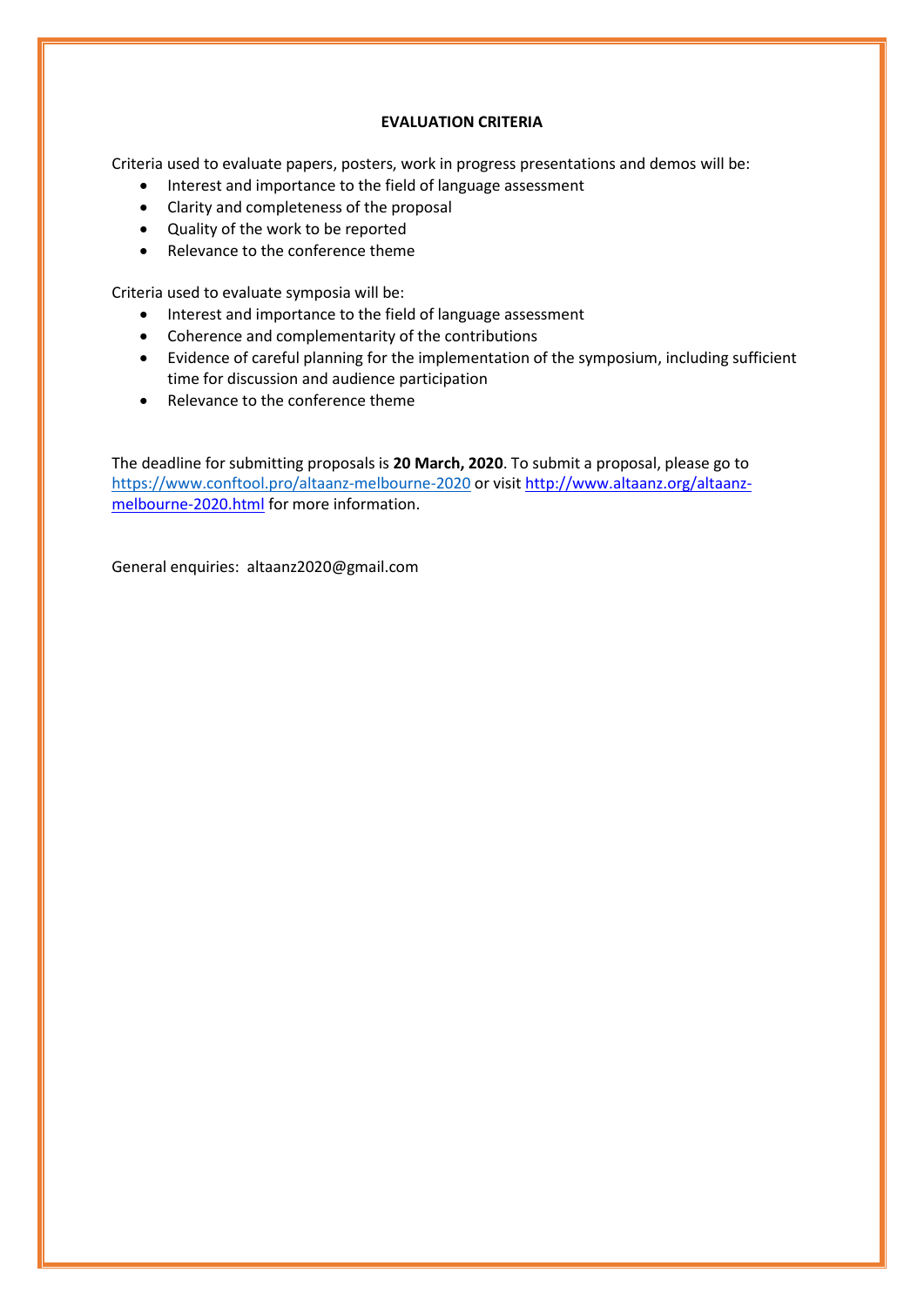## EVALUATION CRITERIA

Criteria used to evaluate papers, posters, work in progress presentations and demos will be:

- Interest and importance to the field of language assessment
- Clarity and completeness of the proposal
- Quality of the work to be reported
- Relevance to the conference theme

Criteria used to evaluate symposia will be:

- Interest and importance to the field of language assessment
- Coherence and complementarity of the contributions
- Evidence of careful planning for the implementation of the symposium, including sufficient time for discussion and audience participation
- Relevance to the conference theme

The deadline for submitting proposals is **20 March, 2020**. To submit a proposal, please go to [https://www.conftool.pro/altaanz-melbourne-2020](https://www.conftool.pro/altaanz-melbourne-2020) or visit [http://www.altaanz.org/altaanz-melbourne-2020.html](http://www.altaanz.org/altaanz-melbourne-2020.html) for more information.

General enquiries: altaanz2020@gmail.com